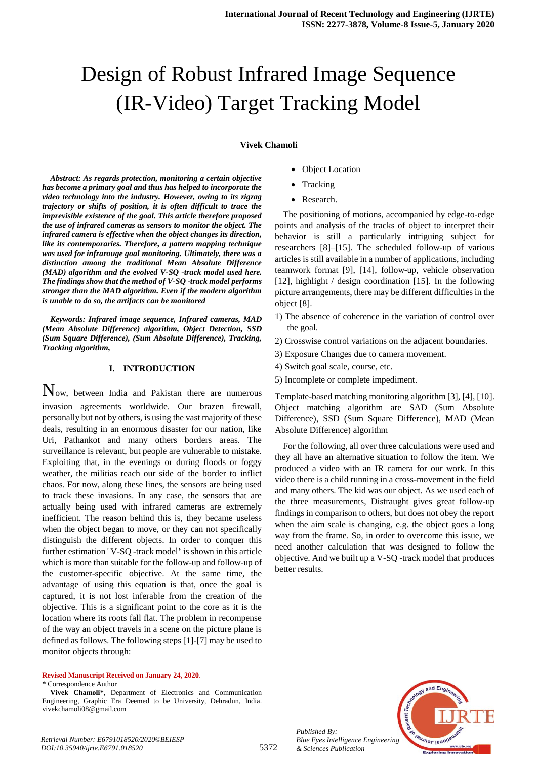# Design of Robust Infrared Image Sequence (IR-Video) Target Tracking Model

**Vivek Chamoli**

***Abstract: As regards protection, monitoring a certain objective has become a primary goal and thus has helped to incorporate the video technology into the industry. However, owing to its zigzag trajectory or shifts of position, it is often difficult to trace the imprevisible existence of the goal. This article therefore proposed the use of infrared cameras as sensors to monitor the object. The infrared camera is effective when the object changes its direction, like its contemporaries. Therefore, a pattern mapping technique was used for infrarouge goal monitoring. Ultimately, there was a distinction among the traditional Mean Absolute Difference (MAD) algorithm and the evolved V-SQ -track model used here. The findings show that the method of V-SQ -track model performs stronger than the MAD algorithm. Even if the modern algorithm is unable to do so, the artifacts can be monitored***

***Keywords: Infrared image sequence, Infrared cameras, MAD (Mean Absolute Difference) algorithm, Object Detection, SSD (Sum Square Difference), (Sum Absolute Difference), Tracking, Tracking algorithm,***

## I. INTRODUCTION

Now, between India and Pakistan there are numerous invasion agreements worldwide. Our brazen firewall, personally but not by others, is using the vast majority of these deals, resulting in an enormous disaster for our nation, like Uri, Pathankot and many others borders areas. The surveillance is relevant, but people are vulnerable to mistake. Exploiting that, in the evenings or during floods or foggy weather, the militias reach our side of the border to inflict chaos. For now, along these lines, the sensors are being used to track these invasions. In any case, the sensors that are actually being used with infrared cameras are extremely inefficient. The reason behind this is, they became useless when the object began to move, or they can not specifically distinguish the different objects. In order to conquer this further estimation ' V-SQ -track model**'** is shown in this article which is more than suitable for the follow-up and follow-up of the customer-specific objective. At the same time, the advantage of using this equation is that, once the goal is captured, it is not lost inferable from the creation of the objective. This is a significant point to the core as it is the location where its roots fall flat. The problem in recompense of the way an object travels in a scene on the picture plane is defined as follows. The following steps [1]-[7] may be used to monitor objects through:

- Object Location
- Tracking
- Research.

The positioning of motions, accompanied by edge-to-edge points and analysis of the tracks of object to interpret their behavior is still a particularly intriguing subject for researchers [8]–[15]. The scheduled follow-up of various articles is still available in a number of applications, including teamwork format [9], [14], follow-up, vehicle observation [12], highlight / design coordination [15]. In the following picture arrangements, there may be different difficulties in the object [8].

1) The absence of coherence in the variation of control over the goal.
2) Crosswise control variations on the adjacent boundaries.
3) Exposure Changes due to camera movement.
4) Switch goal scale, course, etc.
5) Incomplete or complete impediment.

Template-based matching monitoring algorithm [3], [4], [10]. Object matching algorithm are SAD (Sum Absolute Difference), SSD (Sum Square Difference), MAD (Mean Absolute Difference) algorithm

For the following, all over three calculations were used and they all have an alternative situation to follow the item. We produced a video with an IR camera for our work. In this video there is a child running in a cross-movement in the field and many others. The kid was our object. As we used each of the three measurements, Distraught gives great follow-up findings in comparison to others, but does not obey the report when the aim scale is changing, e.g. the object goes a long way from the frame. So, in order to overcome this issue, we need another calculation that was designed to follow the objective. And we built up a V-SQ -track model that produces better results.

**Revised Manuscript Received on January 24, 2020**.

**\*** Correspondence Author

**Vivek Chamoli\***, Department of Electronics and Communication Engineering, Graphic Era Deemed to be University, Dehradun, India. vivekchamoli08@gmail.com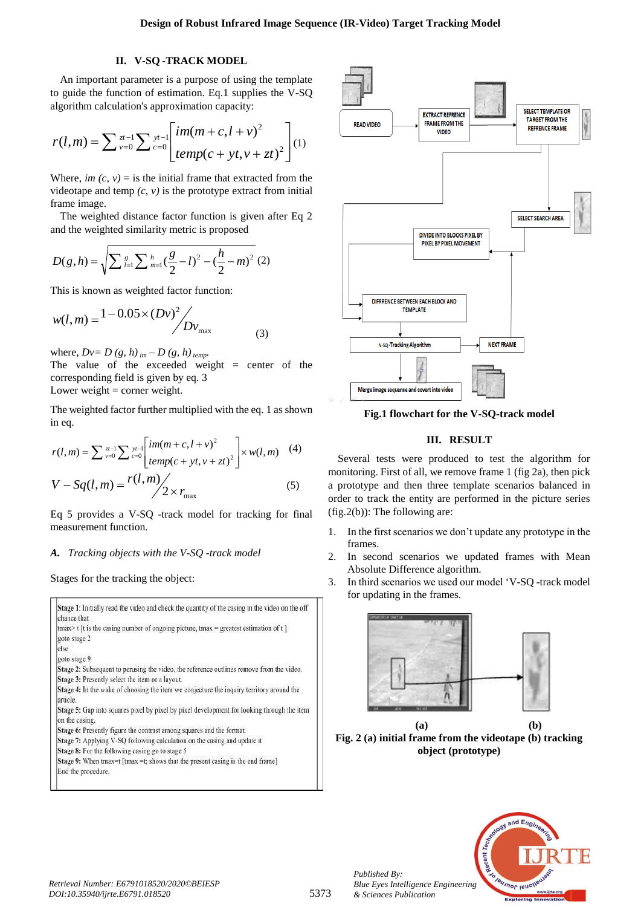## II. V-SQ -TRACK MODEL

An important parameter is a purpose of using the template to guide the function of estimation. Eq.1 supplies the V-SQ algorithm calculation's approximation capacity:

$$r(l,m) = \sum_{v=0}^{zt-1}\sum_{c=0}^{yt-1}\left[\frac{im(m+c,l+v)^2}{temp(c+yt,v+zt)^2}\right] \quad (1)$$

Where, *im (c, v)* = is the initial frame that extracted from the videotape and temp *(c, v)* is the prototype extract from initial frame image.

The weighted distance factor function is given after Eq 2 and the weighted similarity metric is proposed

$$D(g,h) = \sqrt{\sum_{l=1}^{g}\sum_{m=1}^{h}(\frac{g}{2}-l)^2 - (\frac{h}{2}-m)^2} \quad (2)$$

This is known as weighted factor function:

$$w(l,m) = \frac{1-0.05\times(Dv)^2}{Dv_{\max}} \quad (3)$$

where, $Dv = D(g,h)_{im} - D(g,h)_{temp}$.

The value of the exceeded weight = center of the corresponding field is given by eq. 3

Lower weight = corner weight.

The weighted factor further multiplied with the eq. 1 as shown in eq.

$$r(l,m) = \sum_{v=0}^{zt-1}\sum_{c=0}^{yt-1}\left[\frac{im(m+c,l+v)^2}{temp(c+yt,v+zt)^2}\right]\times w(l,m) \quad (4)$$

$$V-Sq(l,m) = \frac{r(l,m)}{2\times r_{\max}} \quad (5)$$

Eq 5 provides a V-SQ -track model for tracking for final measurement function.

### *A. Tracking objects with the V-SQ -track model*

Stages for the tracking the object:

**Stage 1**: Initially read the video and check the quantity of the casing in the video on the off chance that
tmax > t [t is the casing number of ongoing picture, tmax = greatest estimation of t ]
goto stage 2
else
goto stage 9
**Stage 2**: Subsequent to perusing the video, the reference outlines remove from the video.
**Stage 3**: Presently select the item or a layout.
**Stage 4**: In the wake of choosing the item we conjecture the inquiry territory around the article.
**Stage 5**: Gap into squares pixel by pixel by pixel development for looking through the item on the casing.
**Stage 6**: Presently figure the contrast among squares and the format.
**Stage 7**: Applying V-SQ following calculation on the casing and update it
**Stage 8**: For the following casing go to stage 5
**Stage 9**: When tmax=t [tmax =t; shows that the present casing is the end frame]
End the procedure.

READ VIDEO → EXTRACT REFRENCE FRAME FROM THE VIDEO → SELECT TEMPLATE OR TARGET FROM THE REFRENCE FRAME → SELECT SEARCH AREA → DIVIDE INTO BLOCKS PIXEL BY PIXEL BY PIXEL MOVEMENT → DIFRRENCE BETWEEN EACH BLOCK AND TEMPLATE → V-SQ-Tracking Algorithm → NEXT FRAME; Merge image sequence and covert into video

**Fig.1 flowchart for the V-SQ-track model**

## III. RESULT

Several tests were produced to test the algorithm for monitoring. First of all, we remove frame 1 (fig 2a), then pick a prototype and then three template scenarios balanced in order to track the entity are performed in the picture series (fig.2(b)): The following are:

1. In the first scenarios we don't update any prototype in the frames.
2. In second scenarios we updated frames with Mean Absolute Difference algorithm.
3. In third scenarios we used our model 'V-SQ -track model for updating in the frames.

(a) (b)

**Fig. 2 (a) initial frame from the videotape (b) tracking object (prototype)**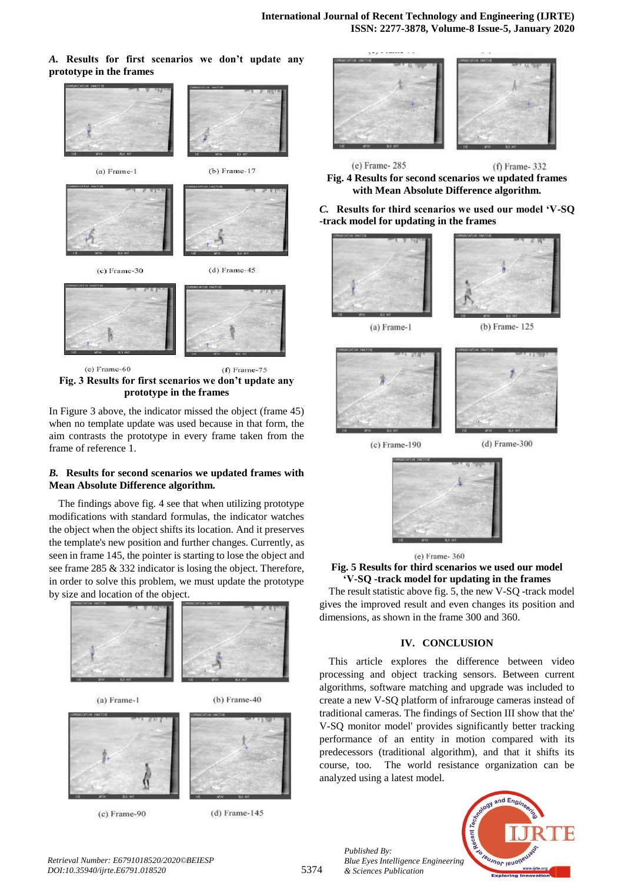### A. Results for first scenarios we don't update any prototype in the frames

(a) Frame-1 (b) Frame-17

(c) Frame-30 (d) Frame-45

(e) Frame-60 (f) Frame-75

**Fig. 3 Results for first scenarios we don't update any prototype in the frames**

In Figure 3 above, the indicator missed the object (frame 45) when no template update was used because in that form, the aim contrasts the prototype in every frame taken from the frame of reference 1.

### B. Results for second scenarios we updated frames with Mean Absolute Difference algorithm.

The findings above fig. 4 see that when utilizing prototype modifications with standard formulas, the indicator watches the object when the object shifts its location. And it preserves the template's new position and further changes. Currently, as seen in frame 145, the pointer is starting to lose the object and see frame 285 & 332 indicator is losing the object. Therefore, in order to solve this problem, we must update the prototype by size and location of the object.

(a) Frame-1 (b) Frame-40

(c) Frame-90 (d) Frame-145

(e) Frame- 285 (f) Frame- 332

**Fig. 4 Results for second scenarios we updated frames with Mean Absolute Difference algorithm.**

### C. Results for third scenarios we used our model 'V-SQ -track model for updating in the frames

(a) Frame-1 (b) Frame- 125

(c) Frame-190 (d) Frame-300

(e) Frame- 360

**Fig. 5 Results for third scenarios we used our model 'V-SQ -track model for updating in the frames**

The result statistic above fig. 5, the new V-SQ -track model gives the improved result and even changes its position and dimensions, as shown in the frame 300 and 360.

## IV. CONCLUSION

This article explores the difference between video processing and object tracking sensors. Between current algorithms, software matching and upgrade was included to create a new V-SQ platform of infrarouge cameras instead of traditional cameras. The findings of Section III show that the' V-SQ monitor model' provides significantly better tracking performance of an entity in motion compared with its predecessors (traditional algorithm), and that it shifts its course, too. The world resistance organization can be analyzed using a latest model.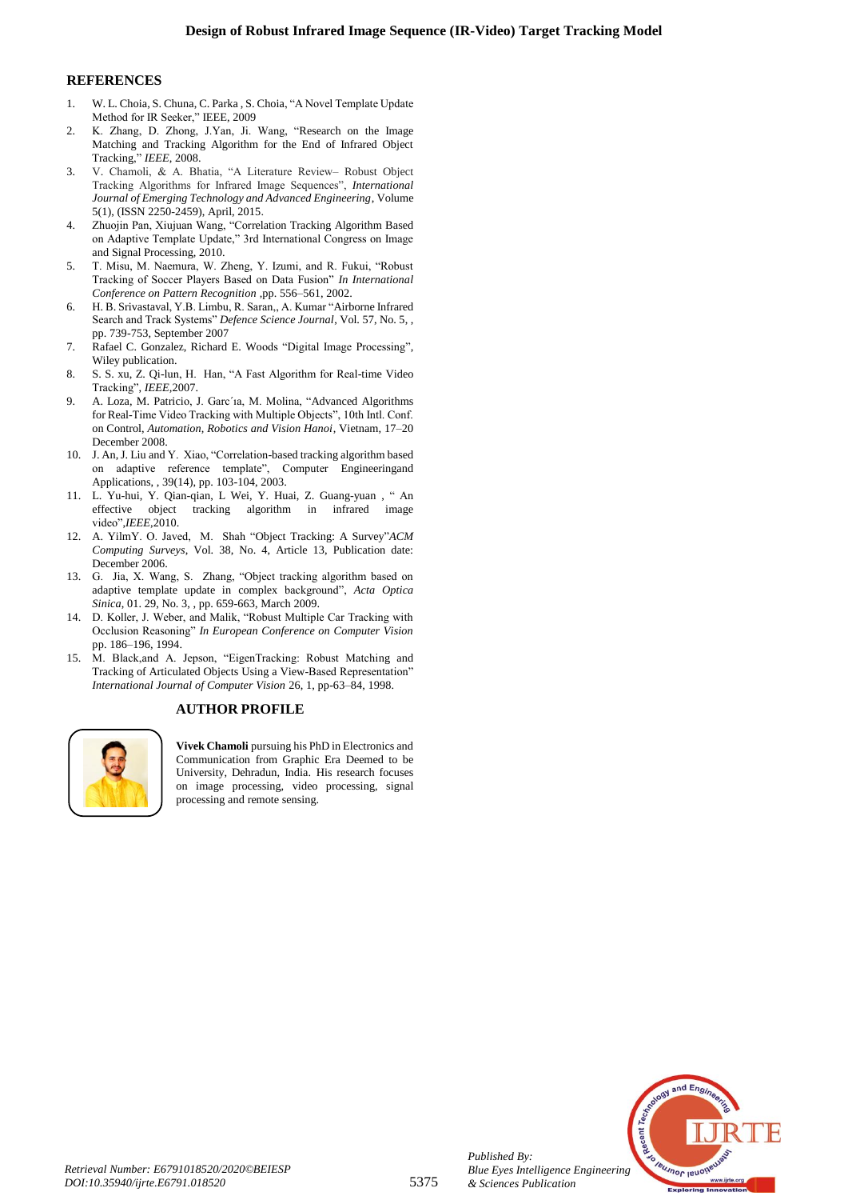## REFERENCES

1. W. L. Choia, S. Chuna, C. Parka , S. Choia, "A Novel Template Update Method for IR Seeker," IEEE, 2009
2. K. Zhang, D. Zhong, J.Yan, Ji. Wang, "Research on the Image Matching and Tracking Algorithm for the End of Infrared Object Tracking," *IEEE*, 2008.
3. V. Chamoli, & A. Bhatia, "A Literature Review– Robust Object Tracking Algorithms for Infrared Image Sequences", *International Journal of Emerging Technology and Advanced Engineering*, Volume 5(1), (ISSN 2250-2459), April, 2015.
4. Zhuojin Pan, Xiujuan Wang, "Correlation Tracking Algorithm Based on Adaptive Template Update," 3rd International Congress on Image and Signal Processing, 2010.
5. T. Misu, M. Naemura, W. Zheng, Y. Izumi, and R. Fukui, "Robust Tracking of Soccer Players Based on Data Fusion" *In International Conference on Pattern Recognition* ,pp. 556–561, 2002.
6. H. B. Srivastaval, Y.B. Limbu, R. Saran,, A. Kumar "Airborne Infrared Search and Track Systems" *Defence Science Journal*, Vol. 57, No. 5, , pp. 739-753, September 2007
7. Rafael C. Gonzalez, Richard E. Woods "Digital Image Processing", Wiley publication.
8. S. S. xu, Z. Qi-lun, H. Han, "A Fast Algorithm for Real-time Video Tracking", *IEEE*,2007.
9. A. Loza, M. Patricio, J. Garc´ıa, M. Molina, "Advanced Algorithms for Real-Time Video Tracking with Multiple Objects", 10th Intl. Conf. on Control, *Automation, Robotics and Vision Hanoi*, Vietnam, 17–20 December 2008.
10. J. An, J. Liu and Y. Xiao, "Correlation-based tracking algorithm based on adaptive reference template", Computer Engineeringand Applications, , 39(14), pp. 103-104, 2003.
11. L. Yu-hui, Y. Qian-qian, L Wei, Y. Huai, Z. Guang-yuan , " An effective object tracking algorithm in infrared image video",*IEEE*,2010.
12. A. YilmY. O. Javed, M. Shah "Object Tracking: A Survey"*ACM Computing Surveys*, Vol. 38, No. 4, Article 13, Publication date: December 2006.
13. G. Jia, X. Wang, S. Zhang, "Object tracking algorithm based on adaptive template update in complex background", *Acta Optica Sinica*, 01. 29, No. 3, , pp. 659-663, March 2009.
14. D. Koller, J. Weber, and Malik, "Robust Multiple Car Tracking with Occlusion Reasoning" *In European Conference on Computer Vision* pp. 186–196, 1994.
15. M. Black,and A. Jepson, "EigenTracking: Robust Matching and Tracking of Articulated Objects Using a View-Based Representation" *International Journal of Computer Vision* 26, 1, pp-63–84, 1998.

## AUTHOR PROFILE

**Vivek Chamoli** pursuing his PhD in Electronics and Communication from Graphic Era Deemed to be University, Dehradun, India. His research focuses on image processing, video processing, signal processing and remote sensing.